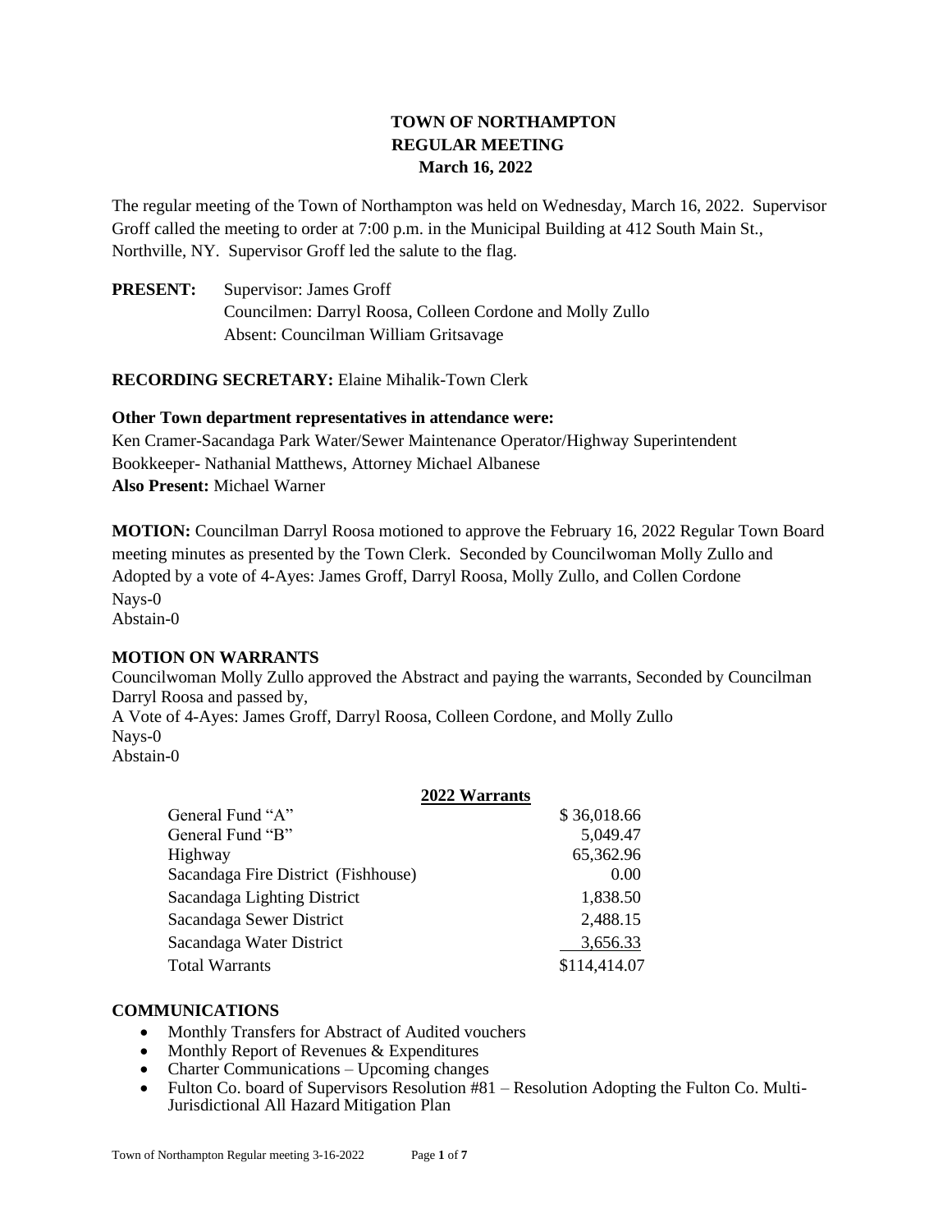# TOWN OF NORTHAMPTON
## REGULAR MEETING
### March 16, 2022

The regular meeting of the Town of Northampton was held on Wednesday, March 16, 2022. Supervisor Groff called the meeting to order at 7:00 p.m. in the Municipal Building at 412 South Main St., Northville, NY. Supervisor Groff led the salute to the flag.

**PRESENT:** Supervisor: James Groff
Councilmen: Darryl Roosa, Colleen Cordone and Molly Zullo
Absent: Councilman William Gritsavage

**RECORDING SECRETARY:** Elaine Mihalik-Town Clerk

**Other Town department representatives in attendance were:**
Ken Cramer-Sacandaga Park Water/Sewer Maintenance Operator/Highway Superintendent
Bookkeeper- Nathanial Matthews, Attorney Michael Albanese
**Also Present:** Michael Warner

**MOTION:** Councilman Darryl Roosa motioned to approve the February 16, 2022 Regular Town Board meeting minutes as presented by the Town Clerk. Seconded by Councilwoman Molly Zullo and Adopted by a vote of 4-Ayes: James Groff, Darryl Roosa, Molly Zullo, and Collen Cordone
Nays-0
Abstain-0

**MOTION ON WARRANTS**
Councilwoman Molly Zullo approved the Abstract and paying the warrants, Seconded by Councilman Darryl Roosa and passed by,
A Vote of 4-Ayes: James Groff, Darryl Roosa, Colleen Cordone, and Molly Zullo
Nays-0
Abstain-0

**2022 Warrants**

| | |
|---|---:|
| General Fund "A" | $ 36,018.66 |
| General Fund "B" | 5,049.47 |
| Highway | 65,362.96 |
| Sacandaga Fire District (Fishhouse) | 0.00 |
| Sacandaga Lighting District | 1,838.50 |
| Sacandaga Sewer District | 2,488.15 |
| Sacandaga Water District | 3,656.33 |
| Total Warrants | $114,414.07 |

**COMMUNICATIONS**

- Monthly Transfers for Abstract of Audited vouchers
- Monthly Report of Revenues & Expenditures
- Charter Communications – Upcoming changes
- Fulton Co. board of Supervisors Resolution #81 – Resolution Adopting the Fulton Co. Multi-Jurisdictional All Hazard Mitigation Plan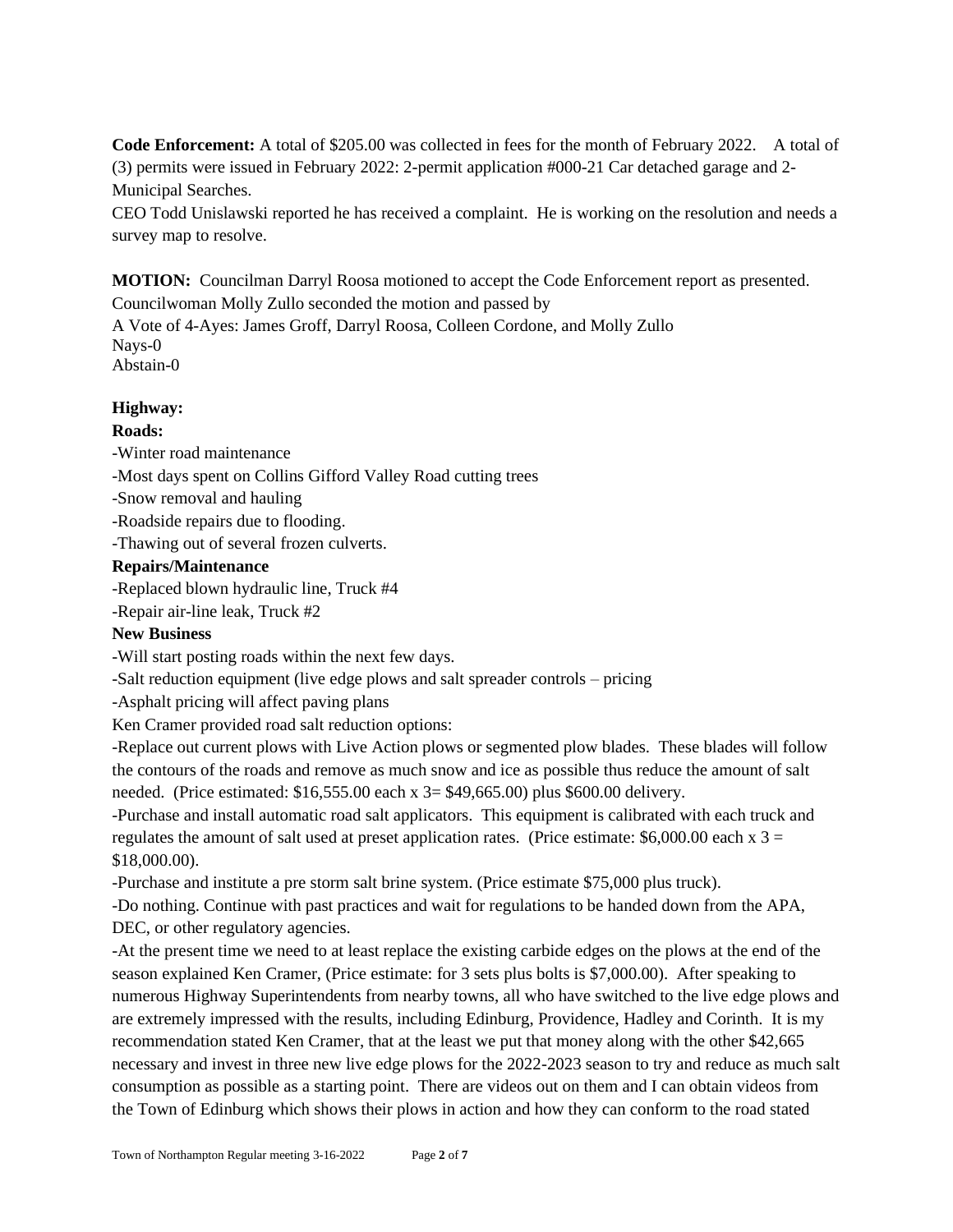**Code Enforcement:** A total of $205.00 was collected in fees for the month of February 2022. A total of (3) permits were issued in February 2022: 2-permit application #000-21 Car detached garage and 2-Municipal Searches.

CEO Todd Unislawski reported he has received a complaint. He is working on the resolution and needs a survey map to resolve.

**MOTION:** Councilman Darryl Roosa motioned to accept the Code Enforcement report as presented. Councilwoman Molly Zullo seconded the motion and passed by
A Vote of 4-Ayes: James Groff, Darryl Roosa, Colleen Cordone, and Molly Zullo
Nays-0
Abstain-0

**Highway:**

**Roads:**

-Winter road maintenance
-Most days spent on Collins Gifford Valley Road cutting trees
-Snow removal and hauling
-Roadside repairs due to flooding.
-Thawing out of several frozen culverts.

**Repairs/Maintenance**

-Replaced blown hydraulic line, Truck #4
-Repair air-line leak, Truck #2

**New Business**

-Will start posting roads within the next few days.
-Salt reduction equipment (live edge plows and salt spreader controls – pricing
-Asphalt pricing will affect paving plans

Ken Cramer provided road salt reduction options:

-Replace out current plows with Live Action plows or segmented plow blades. These blades will follow the contours of the roads and remove as much snow and ice as possible thus reduce the amount of salt needed. (Price estimated: $16,555.00 each x 3= $49,665.00) plus $600.00 delivery.

-Purchase and install automatic road salt applicators. This equipment is calibrated with each truck and regulates the amount of salt used at preset application rates. (Price estimate: $6,000.00 each x 3 = $18,000.00).

-Purchase and institute a pre storm salt brine system. (Price estimate $75,000 plus truck).

-Do nothing. Continue with past practices and wait for regulations to be handed down from the APA, DEC, or other regulatory agencies.

-At the present time we need to at least replace the existing carbide edges on the plows at the end of the season explained Ken Cramer, (Price estimate: for 3 sets plus bolts is $7,000.00). After speaking to numerous Highway Superintendents from nearby towns, all who have switched to the live edge plows and are extremely impressed with the results, including Edinburg, Providence, Hadley and Corinth. It is my recommendation stated Ken Cramer, that at the least we put that money along with the other $42,665 necessary and invest in three new live edge plows for the 2022-2023 season to try and reduce as much salt consumption as possible as a starting point. There are videos out on them and I can obtain videos from the Town of Edinburg which shows their plows in action and how they can conform to the road stated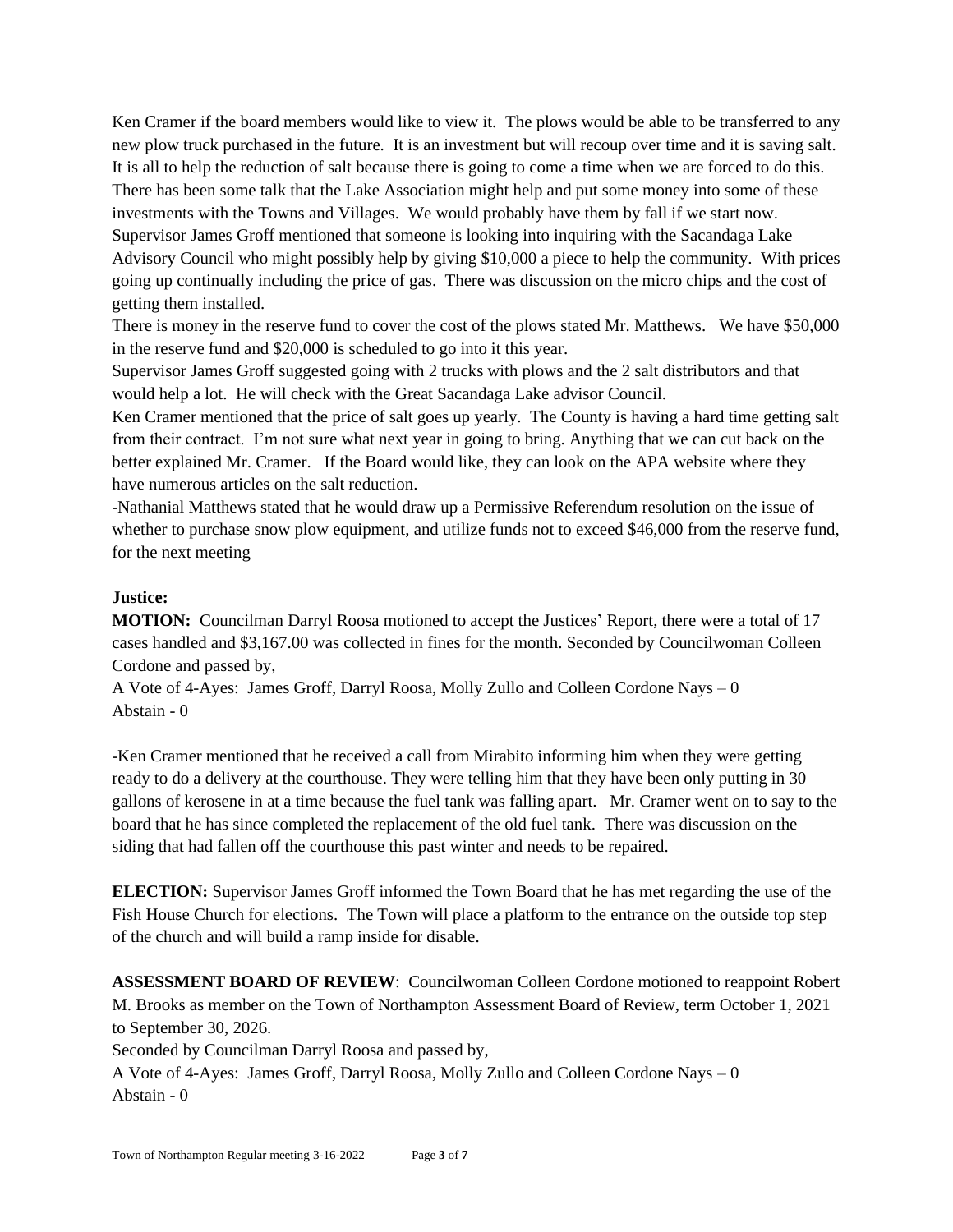Ken Cramer if the board members would like to view it. The plows would be able to be transferred to any new plow truck purchased in the future. It is an investment but will recoup over time and it is saving salt. It is all to help the reduction of salt because there is going to come a time when we are forced to do this. There has been some talk that the Lake Association might help and put some money into some of these investments with the Towns and Villages. We would probably have them by fall if we start now. Supervisor James Groff mentioned that someone is looking into inquiring with the Sacandaga Lake Advisory Council who might possibly help by giving $10,000 a piece to help the community. With prices going up continually including the price of gas. There was discussion on the micro chips and the cost of getting them installed.
There is money in the reserve fund to cover the cost of the plows stated Mr. Matthews. We have $50,000 in the reserve fund and $20,000 is scheduled to go into it this year.
Supervisor James Groff suggested going with 2 trucks with plows and the 2 salt distributors and that would help a lot. He will check with the Great Sacandaga Lake advisor Council.
Ken Cramer mentioned that the price of salt goes up yearly. The County is having a hard time getting salt from their contract. I'm not sure what next year in going to bring. Anything that we can cut back on the better explained Mr. Cramer. If the Board would like, they can look on the APA website where they have numerous articles on the salt reduction.
-Nathanial Matthews stated that he would draw up a Permissive Referendum resolution on the issue of whether to purchase snow plow equipment, and utilize funds not to exceed $46,000 from the reserve fund, for the next meeting

**Justice:**
**MOTION:** Councilman Darryl Roosa motioned to accept the Justices' Report, there were a total of 17 cases handled and $3,167.00 was collected in fines for the month. Seconded by Councilwoman Colleen Cordone and passed by,
A Vote of 4-Ayes: James Groff, Darryl Roosa, Molly Zullo and Colleen Cordone Nays – 0
Abstain - 0

-Ken Cramer mentioned that he received a call from Mirabito informing him when they were getting ready to do a delivery at the courthouse. They were telling him that they have been only putting in 30 gallons of kerosene in at a time because the fuel tank was falling apart. Mr. Cramer went on to say to the board that he has since completed the replacement of the old fuel tank. There was discussion on the siding that had fallen off the courthouse this past winter and needs to be repaired.

**ELECTION:** Supervisor James Groff informed the Town Board that he has met regarding the use of the Fish House Church for elections. The Town will place a platform to the entrance on the outside top step of the church and will build a ramp inside for disable.

**ASSESSMENT BOARD OF REVIEW**: Councilwoman Colleen Cordone motioned to reappoint Robert M. Brooks as member on the Town of Northampton Assessment Board of Review, term October 1, 2021 to September 30, 2026.
Seconded by Councilman Darryl Roosa and passed by,
A Vote of 4-Ayes: James Groff, Darryl Roosa, Molly Zullo and Colleen Cordone Nays – 0
Abstain - 0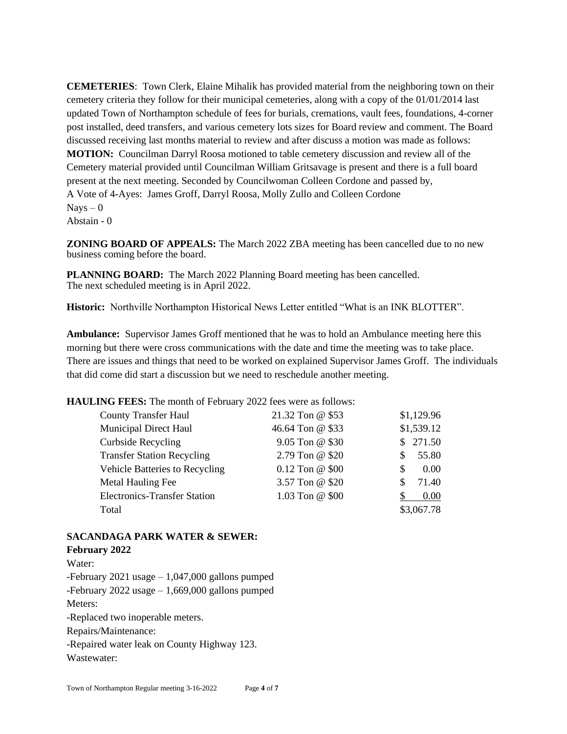**CEMETERIES**: Town Clerk, Elaine Mihalik has provided material from the neighboring town on their cemetery criteria they follow for their municipal cemeteries, along with a copy of the 01/01/2014 last updated Town of Northampton schedule of fees for burials, cremations, vault fees, foundations, 4-corner post installed, deed transfers, and various cemetery lots sizes for Board review and comment. The Board discussed receiving last months material to review and after discuss a motion was made as follows:

**MOTION:** Councilman Darryl Roosa motioned to table cemetery discussion and review all of the Cemetery material provided until Councilman William Gritsavage is present and there is a full board present at the next meeting. Seconded by Councilwoman Colleen Cordone and passed by,

A Vote of 4-Ayes: James Groff, Darryl Roosa, Molly Zullo and Colleen Cordone

Nays – 0

Abstain - 0

**ZONING BOARD OF APPEALS:** The March 2022 ZBA meeting has been cancelled due to no new business coming before the board.

**PLANNING BOARD:** The March 2022 Planning Board meeting has been cancelled. The next scheduled meeting is in April 2022.

**Historic:** Northville Northampton Historical News Letter entitled "What is an INK BLOTTER".

**Ambulance:** Supervisor James Groff mentioned that he was to hold an Ambulance meeting here this morning but there were cross communications with the date and time the meeting was to take place. There are issues and things that need to be worked on explained Supervisor James Groff. The individuals that did come did start a discussion but we need to reschedule another meeting.

**HAULING FEES:** The month of February 2022 fees were as follows:

| | | |
|---|---|---|
| County Transfer Haul | 21.32 Ton @ $53 | $1,129.96 |
| Municipal Direct Haul | 46.64 Ton @ $33 | $1,539.12 |
| Curbside Recycling | 9.05 Ton @ $30 | $ 271.50 |
| Transfer Station Recycling | 2.79 Ton @ $20 | $ 55.80 |
| Vehicle Batteries to Recycling | 0.12 Ton @ $00 | $ 0.00 |
| Metal Hauling Fee | 3.57 Ton @ $20 | $ 71.40 |
| Electronics-Transfer Station | 1.03 Ton @ $00 | $ 0.00 |
| Total | | $3,067.78 |

**SACANDAGA PARK WATER & SEWER:**
**February 2022**

Water:

-February 2021 usage – 1,047,000 gallons pumped

-February 2022 usage – 1,669,000 gallons pumped

Meters:

-Replaced two inoperable meters.

Repairs/Maintenance:

-Repaired water leak on County Highway 123.

Wastewater: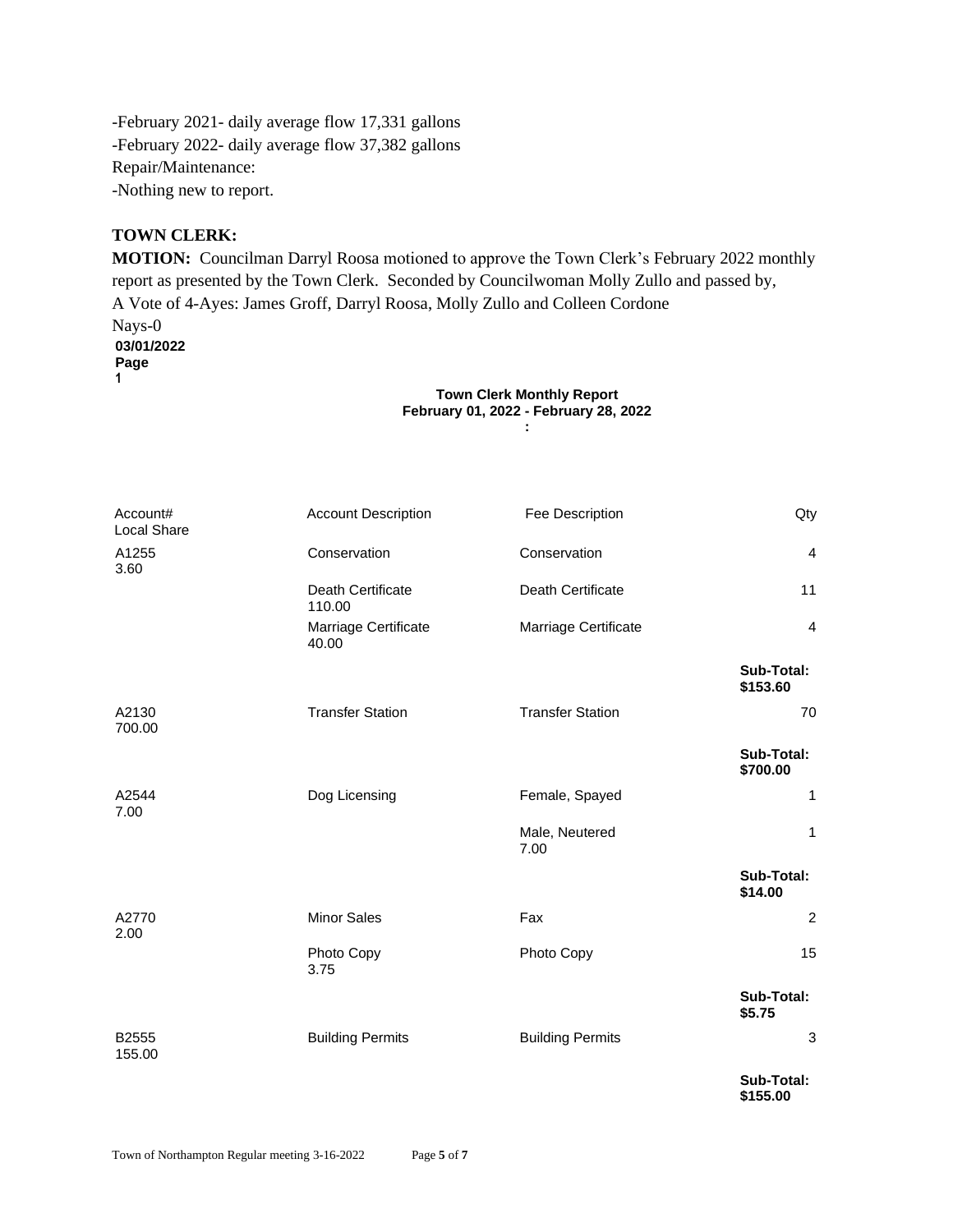-February 2021- daily average flow 17,331 gallons
-February 2022- daily average flow 37,382 gallons
Repair/Maintenance:
-Nothing new to report.

**TOWN CLERK:**

**MOTION:** Councilman Darryl Roosa motioned to approve the Town Clerk's February 2022 monthly report as presented by the Town Clerk. Seconded by Councilwoman Molly Zullo and passed by,
A Vote of 4-Ayes: James Groff, Darryl Roosa, Molly Zullo and Colleen Cordone
Nays-0

**03/01/2022**
**Page**
**1**

**Town Clerk Monthly Report**
**February 01, 2022 - February 28, 2022**
**:**

| Account# | Account Description | Fee Description | Qty | Local Share |
|---|---|---|---|---|
| A1255 | Conservation | Conservation | 4 | 3.60 |
| | Death Certificate | Death Certificate | 11 | 110.00 |
| | Marriage Certificate | Marriage Certificate | 4 | 40.00 |
| | | | **Sub-Total:** | **$153.60** |
| A2130 | Transfer Station | Transfer Station | 70 | 700.00 |
| | | | **Sub-Total:** | **$700.00** |
| A2544 | Dog Licensing | Female, Spayed | 1 | 7.00 |
| | | Male, Neutered | 1 | 7.00 |
| | | | **Sub-Total:** | **$14.00** |
| A2770 | Minor Sales | Fax | 2 | 2.00 |
| | Photo Copy | Photo Copy | 15 | 3.75 |
| | | | **Sub-Total:** | **$5.75** |
| B2555 | Building Permits | Building Permits | 3 | 155.00 |
| | | | **Sub-Total:** | **$155.00** |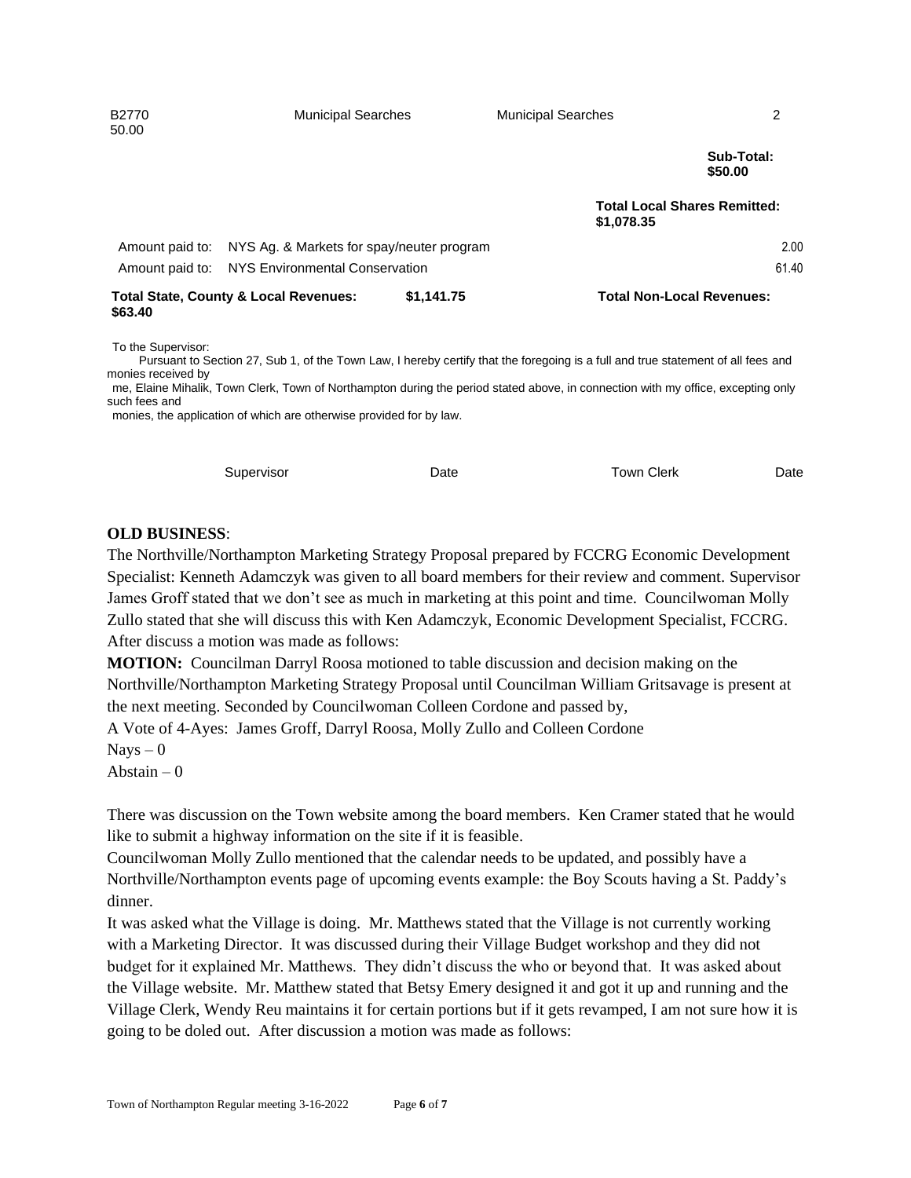| | | | | |
|---|---|---|---|---|
| B2770 50.00 | Municipal Searches | Municipal Searches | 2 | |

**Sub-Total: $50.00**

**Total Local Shares Remitted: $1,078.35**

| | | |
|---|---|---|
| Amount paid to: | NYS Ag. & Markets for spay/neuter program | 2.00 |
| Amount paid to: | NYS Environmental Conservation | 61.40 |

**Total State, County & Local Revenues: $1,141.75** **Total Non-Local Revenues: $63.40**

To the Supervisor:

Pursuant to Section 27, Sub 1, of the Town Law, I hereby certify that the foregoing is a full and true statement of all fees and monies received by me, Elaine Mihalik, Town Clerk, Town of Northampton during the period stated above, in connection with my office, excepting only such fees and monies, the application of which are otherwise provided for by law.

Supervisor Date Town Clerk Date

**OLD BUSINESS**:

The Northville/Northampton Marketing Strategy Proposal prepared by FCCRG Economic Development Specialist: Kenneth Adamczyk was given to all board members for their review and comment. Supervisor James Groff stated that we don't see as much in marketing at this point and time. Councilwoman Molly Zullo stated that she will discuss this with Ken Adamczyk, Economic Development Specialist, FCCRG. After discuss a motion was made as follows:

**MOTION:** Councilman Darryl Roosa motioned to table discussion and decision making on the Northville/Northampton Marketing Strategy Proposal until Councilman William Gritsavage is present at the next meeting. Seconded by Councilwoman Colleen Cordone and passed by,

A Vote of 4-Ayes: James Groff, Darryl Roosa, Molly Zullo and Colleen Cordone

Nays – 0

Abstain – 0

There was discussion on the Town website among the board members. Ken Cramer stated that he would like to submit a highway information on the site if it is feasible.

Councilwoman Molly Zullo mentioned that the calendar needs to be updated, and possibly have a Northville/Northampton events page of upcoming events example: the Boy Scouts having a St. Paddy's dinner.

It was asked what the Village is doing. Mr. Matthews stated that the Village is not currently working with a Marketing Director. It was discussed during their Village Budget workshop and they did not budget for it explained Mr. Matthews. They didn't discuss the who or beyond that. It was asked about the Village website. Mr. Matthew stated that Betsy Emery designed it and got it up and running and the Village Clerk, Wendy Reu maintains it for certain portions but if it gets revamped, I am not sure how it is going to be doled out. After discussion a motion was made as follows: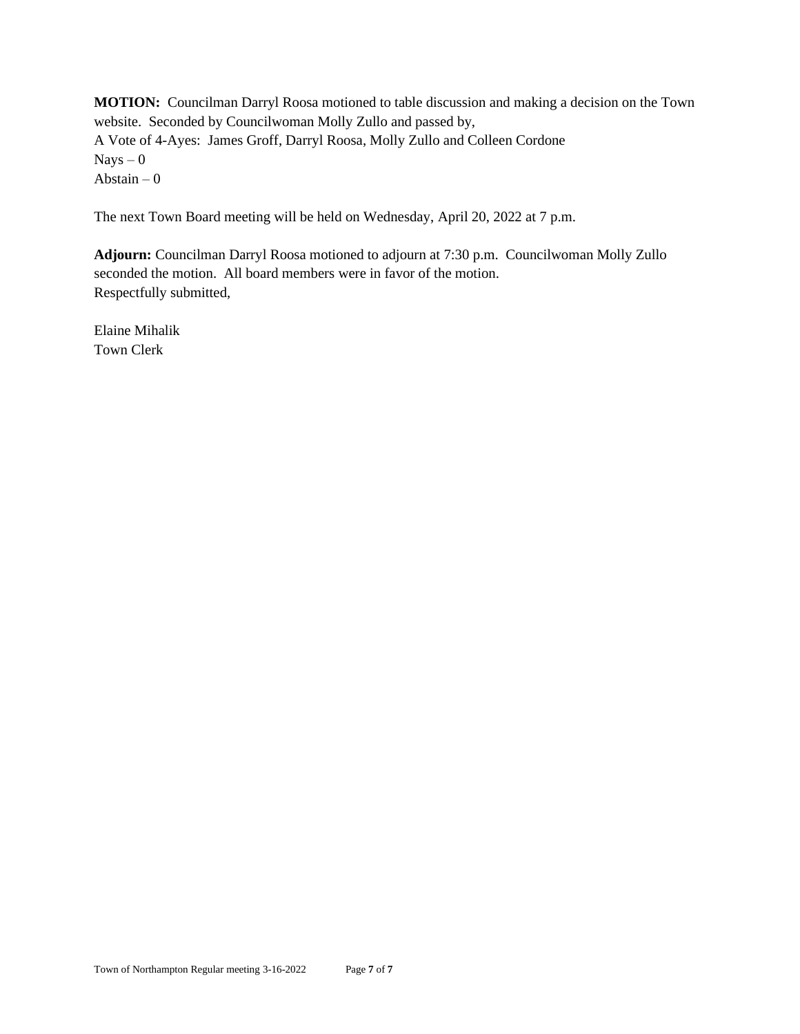**MOTION:** Councilman Darryl Roosa motioned to table discussion and making a decision on the Town website. Seconded by Councilwoman Molly Zullo and passed by,
A Vote of 4-Ayes: James Groff, Darryl Roosa, Molly Zullo and Colleen Cordone
Nays – 0
Abstain – 0

The next Town Board meeting will be held on Wednesday, April 20, 2022 at 7 p.m.

**Adjourn:** Councilman Darryl Roosa motioned to adjourn at 7:30 p.m. Councilwoman Molly Zullo seconded the motion. All board members were in favor of the motion.
Respectfully submitted,

Elaine Mihalik
Town Clerk